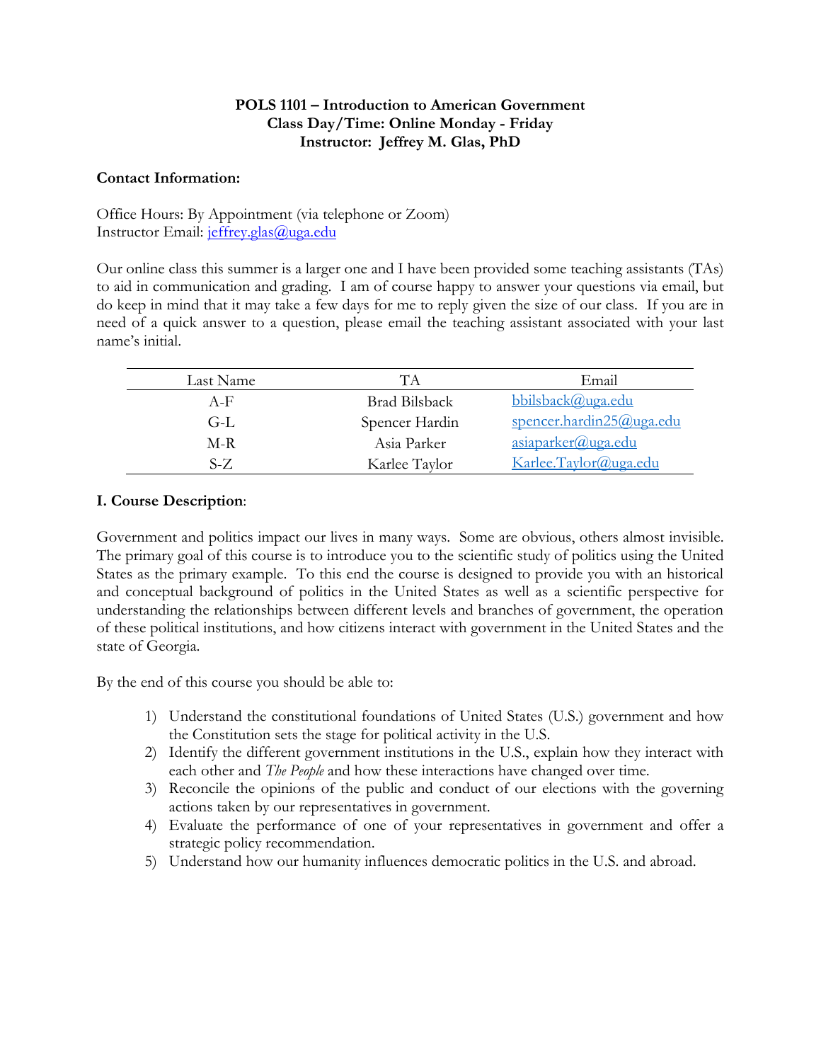**POLS 1101 – Introduction to American Government**
**Class Day/Time: Online Monday - Friday**
**Instructor: Jeffrey M. Glas, PhD**

**Contact Information:**

Office Hours: By Appointment (via telephone or Zoom)
Instructor Email: jeffrey.glas@uga.edu

Our online class this summer is a larger one and I have been provided some teaching assistants (TAs) to aid in communication and grading. I am of course happy to answer your questions via email, but do keep in mind that it may take a few days for me to reply given the size of our class. If you are in need of a quick answer to a question, please email the teaching assistant associated with your last name's initial.

| Last Name | TA | Email |
|---|---|---|
| A-F | Brad Bilsback | bbilsback@uga.edu |
| G-L | Spencer Hardin | spencer.hardin25@uga.edu |
| M-R | Asia Parker | asiaparker@uga.edu |
| S-Z | Karlee Taylor | Karlee.Taylor@uga.edu |

**I. Course Description**:

Government and politics impact our lives in many ways. Some are obvious, others almost invisible. The primary goal of this course is to introduce you to the scientific study of politics using the United States as the primary example. To this end the course is designed to provide you with an historical and conceptual background of politics in the United States as well as a scientific perspective for understanding the relationships between different levels and branches of government, the operation of these political institutions, and how citizens interact with government in the United States and the state of Georgia.

By the end of this course you should be able to:

1) Understand the constitutional foundations of United States (U.S.) government and how the Constitution sets the stage for political activity in the U.S.
2) Identify the different government institutions in the U.S., explain how they interact with each other and *The People* and how these interactions have changed over time.
3) Reconcile the opinions of the public and conduct of our elections with the governing actions taken by our representatives in government.
4) Evaluate the performance of one of your representatives in government and offer a strategic policy recommendation.
5) Understand how our humanity influences democratic politics in the U.S. and abroad.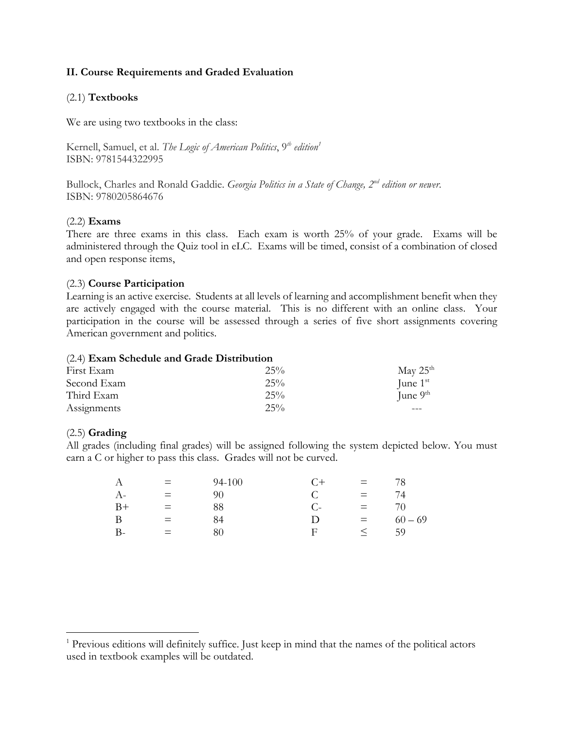## II. Course Requirements and Graded Evaluation

### (2.1) **Textbooks**

We are using two textbooks in the class:

Kernell, Samuel, et al. *The Logic of American Politics*, 9th *edition*[1]
ISBN: 9781544322995

Bullock, Charles and Ronald Gaddie. *Georgia Politics in a State of Change, 2nd edition or newer.*
ISBN: 9780205864676

### (2.2) **Exams**

There are three exams in this class. Each exam is worth 25% of your grade. Exams will be administered through the Quiz tool in eLC. Exams will be timed, consist of a combination of closed and open response items,

### (2.3) **Course Participation**

Learning is an active exercise. Students at all levels of learning and accomplishment benefit when they are actively engaged with the course material. This is no different with an online class. Your participation in the course will be assessed through a series of five short assignments covering American government and politics.

### (2.4) **Exam Schedule and Grade Distribution**

| | | |
|---|---|---|
| First Exam | 25% | May 25th |
| Second Exam | 25% | June 1st |
| Third Exam | 25% | June 9th |
| Assignments | 25% | --- |

### (2.5) **Grading**

All grades (including final grades) will be assigned following the system depicted below. You must earn a C or higher to pass this class. Grades will not be curved.

| | | | | | |
|---|---|---|---|---|---|
| A | = | 94-100 | C+ | = | 78 |
| A- | = | 90 | C | = | 74 |
| B+ | = | 88 | C- | = | 70 |
| B | = | 84 | D | = | 60 – 69 |
| B- | = | 80 | F | ≤ | 59 |

[1] Previous editions will definitely suffice. Just keep in mind that the names of the political actors used in textbook examples will be outdated.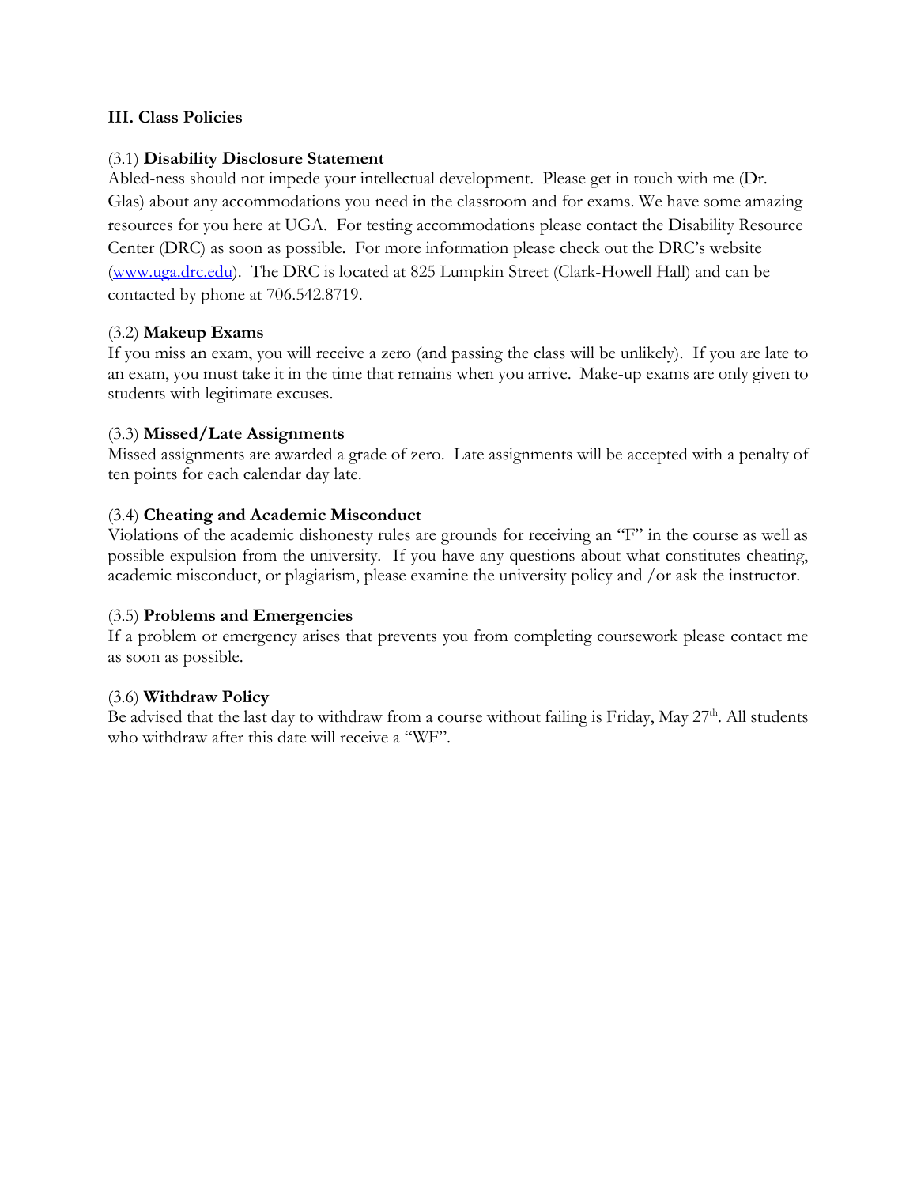**III. Class Policies**

(3.1) **Disability Disclosure Statement**
Abled-ness should not impede your intellectual development. Please get in touch with me (Dr. Glas) about any accommodations you need in the classroom and for exams. We have some amazing resources for you here at UGA. For testing accommodations please contact the Disability Resource Center (DRC) as soon as possible. For more information please check out the DRC's website (www.uga.drc.edu). The DRC is located at 825 Lumpkin Street (Clark-Howell Hall) and can be contacted by phone at 706.542.8719.

(3.2) **Makeup Exams**
If you miss an exam, you will receive a zero (and passing the class will be unlikely). If you are late to an exam, you must take it in the time that remains when you arrive. Make-up exams are only given to students with legitimate excuses.

(3.3) **Missed/Late Assignments**
Missed assignments are awarded a grade of zero. Late assignments will be accepted with a penalty of ten points for each calendar day late.

(3.4) **Cheating and Academic Misconduct**
Violations of the academic dishonesty rules are grounds for receiving an "F" in the course as well as possible expulsion from the university. If you have any questions about what constitutes cheating, academic misconduct, or plagiarism, please examine the university policy and /or ask the instructor.

(3.5) **Problems and Emergencies**
If a problem or emergency arises that prevents you from completing coursework please contact me as soon as possible.

(3.6) **Withdraw Policy**
Be advised that the last day to withdraw from a course without failing is Friday, May 27th. All students who withdraw after this date will receive a "WF".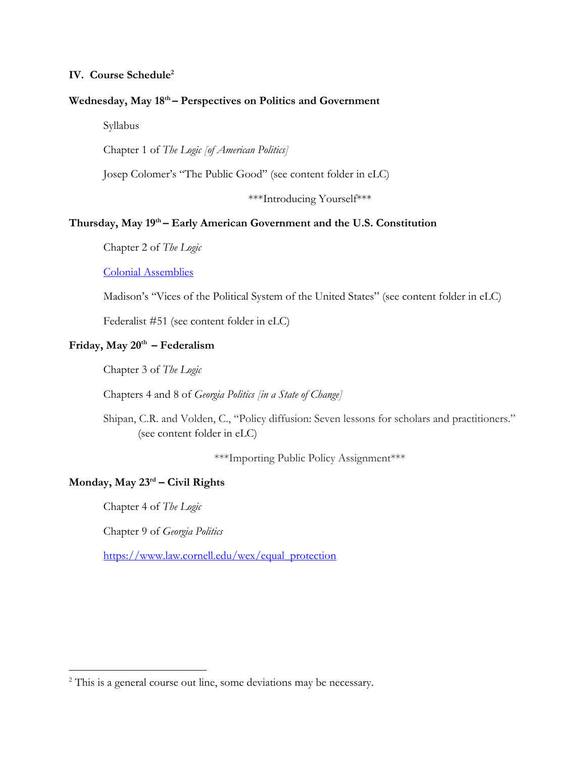## IV. Course Schedule[2]

### Wednesday, May 18th – Perspectives on Politics and Government

Syllabus

Chapter 1 of *The Logic [of American Politics]*

Josep Colomer's "The Public Good" (see content folder in eLC)

***Introducing Yourself***

### Thursday, May 19th – Early American Government and the U.S. Constitution

Chapter 2 of *The Logic*

[Colonial Assemblies]()

Madison's "Vices of the Political System of the United States" (see content folder in eLC)

Federalist #51 (see content folder in eLC)

### Friday, May 20th – Federalism

Chapter 3 of *The Logic*

Chapters 4 and 8 of *Georgia Politics [in a State of Change]*

Shipan, C.R. and Volden, C., "Policy diffusion: Seven lessons for scholars and practitioners." (see content folder in eLC)

***Importing Public Policy Assignment***

### Monday, May 23rd – Civil Rights

Chapter 4 of *The Logic*

Chapter 9 of *Georgia Politics*

https://www.law.cornell.edu/wex/equal_protection

---

[2] This is a general course out line, some deviations may be necessary.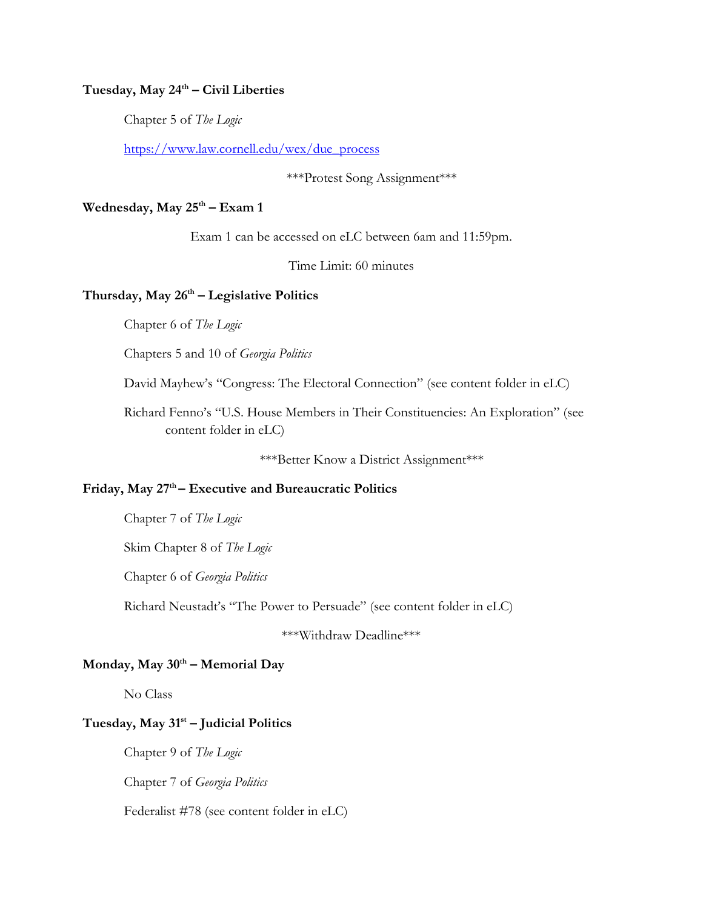**Tuesday, May 24th – Civil Liberties**

Chapter 5 of *The Logic*

https://www.law.cornell.edu/wex/due_process

***Protest Song Assignment***

**Wednesday, May 25th – Exam 1**

Exam 1 can be accessed on eLC between 6am and 11:59pm.

Time Limit: 60 minutes

**Thursday, May 26th – Legislative Politics**

Chapter 6 of *The Logic*

Chapters 5 and 10 of *Georgia Politics*

David Mayhew's "Congress: The Electoral Connection" (see content folder in eLC)

Richard Fenno's "U.S. House Members in Their Constituencies: An Exploration" (see content folder in eLC)

***Better Know a District Assignment***

**Friday, May 27th – Executive and Bureaucratic Politics**

Chapter 7 of *The Logic*

Skim Chapter 8 of *The Logic*

Chapter 6 of *Georgia Politics*

Richard Neustadt's "The Power to Persuade" (see content folder in eLC)

***Withdraw Deadline***

**Monday, May 30th – Memorial Day**

No Class

**Tuesday, May 31st – Judicial Politics**

Chapter 9 of *The Logic*

Chapter 7 of *Georgia Politics*

Federalist #78 (see content folder in eLC)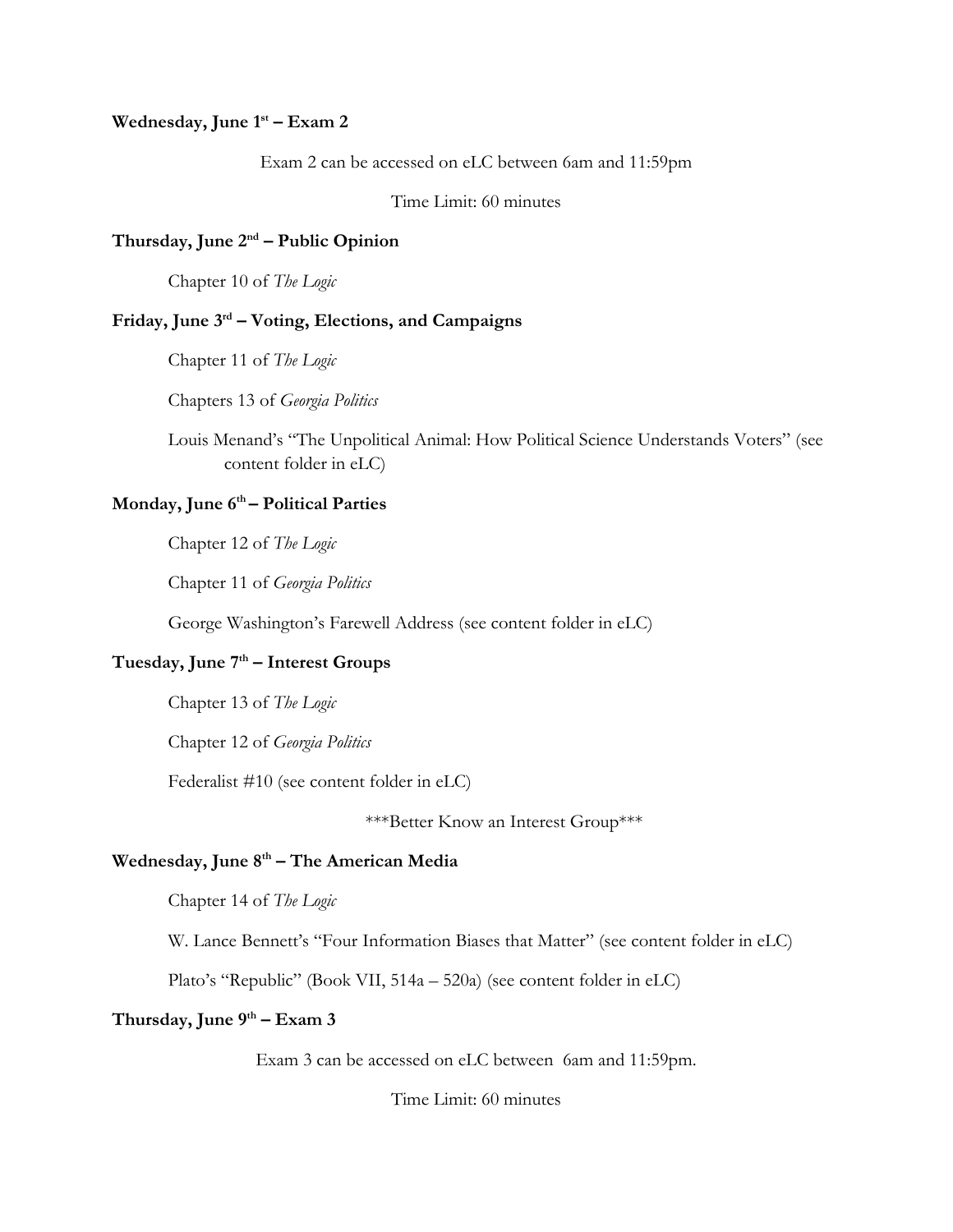**Wednesday, June 1st – Exam 2**

Exam 2 can be accessed on eLC between 6am and 11:59pm

Time Limit: 60 minutes

**Thursday, June 2nd – Public Opinion**

Chapter 10 of *The Logic*

**Friday, June 3rd – Voting, Elections, and Campaigns**

Chapter 11 of *The Logic*

Chapters 13 of *Georgia Politics*

Louis Menand's "The Unpolitical Animal: How Political Science Understands Voters" (see content folder in eLC)

**Monday, June 6th – Political Parties**

Chapter 12 of *The Logic*

Chapter 11 of *Georgia Politics*

George Washington's Farewell Address (see content folder in eLC)

**Tuesday, June 7th – Interest Groups**

Chapter 13 of *The Logic*

Chapter 12 of *Georgia Politics*

Federalist #10 (see content folder in eLC)

***Better Know an Interest Group***

**Wednesday, June 8th – The American Media**

Chapter 14 of *The Logic*

W. Lance Bennett's "Four Information Biases that Matter" (see content folder in eLC)

Plato's "Republic" (Book VII, 514a – 520a) (see content folder in eLC)

**Thursday, June 9th – Exam 3**

Exam 3 can be accessed on eLC between 6am and 11:59pm.

Time Limit: 60 minutes